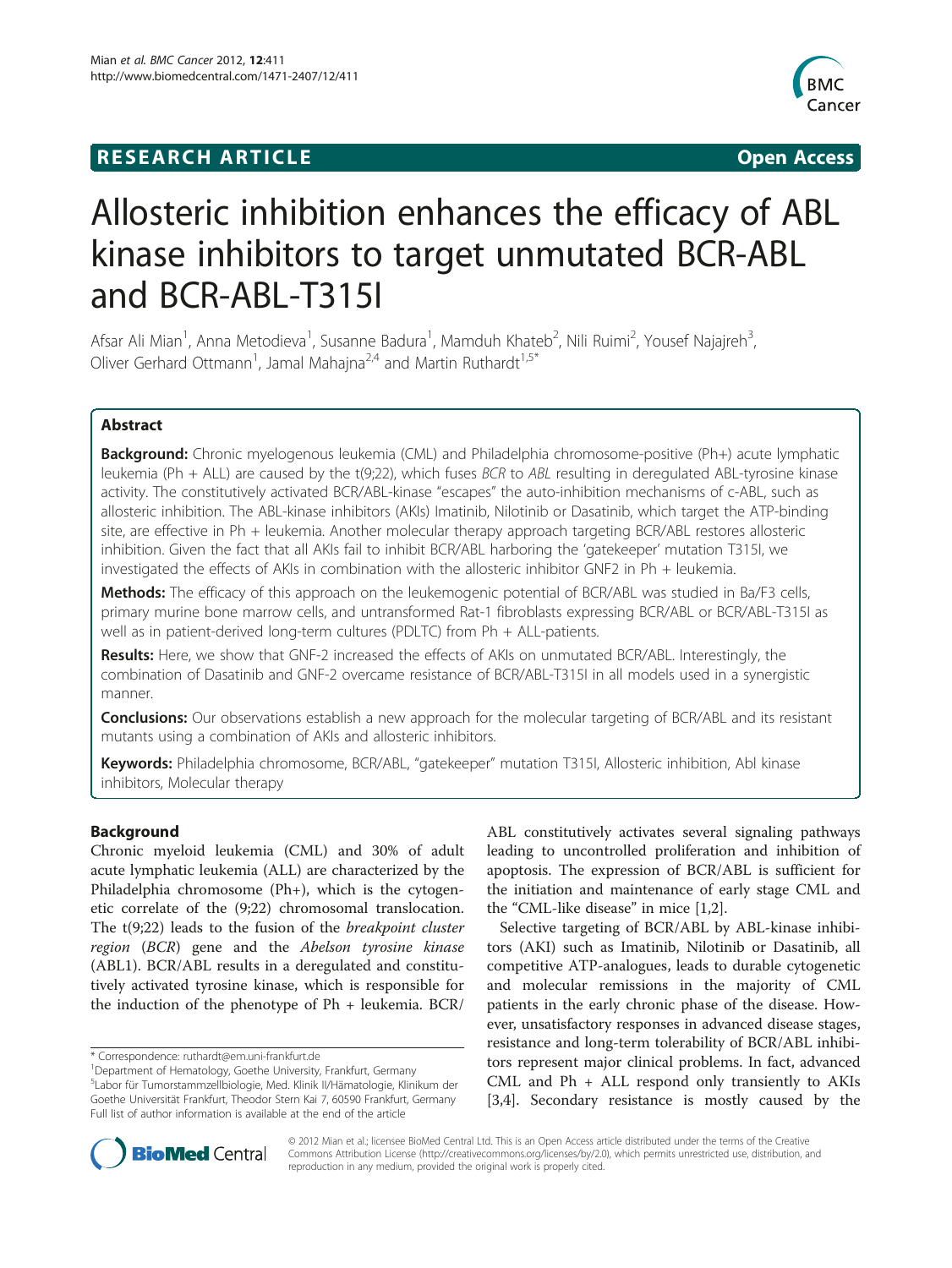**RESEARCH ARTICLE** **Open Access**

# Allosteric inhibition enhances the efficacy of ABL kinase inhibitors to target unmutated BCR-ABL and BCR-ABL-T315I

Afsar Ali Mian[1], Anna Metodieva[1], Susanne Badura[1], Mamduh Khateb[2], Nili Ruimi[2], Yousef Najajreh[3], Oliver Gerhard Ottmann[1], Jamal Mahajna[2,4] and Martin Ruthardt[1,5*]

## Abstract

**Background:** Chronic myelogenous leukemia (CML) and Philadelphia chromosome-positive (Ph+) acute lymphatic leukemia (Ph + ALL) are caused by the t(9;22), which fuses *BCR* to *ABL* resulting in deregulated ABL-tyrosine kinase activity. The constitutively activated BCR/ABL-kinase "escapes" the auto-inhibition mechanisms of c-ABL, such as allosteric inhibition. The ABL-kinase inhibitors (AKIs) Imatinib, Nilotinib or Dasatinib, which target the ATP-binding site, are effective in Ph + leukemia. Another molecular therapy approach targeting BCR/ABL restores allosteric inhibition. Given the fact that all AKIs fail to inhibit BCR/ABL harboring the 'gatekeeper' mutation T315I, we investigated the effects of AKIs in combination with the allosteric inhibitor GNF2 in Ph + leukemia.

**Methods:** The efficacy of this approach on the leukemogenic potential of BCR/ABL was studied in Ba/F3 cells, primary murine bone marrow cells, and untransformed Rat-1 fibroblasts expressing BCR/ABL or BCR/ABL-T315I as well as in patient-derived long-term cultures (PDLTC) from Ph + ALL-patients.

**Results:** Here, we show that GNF-2 increased the effects of AKIs on unmutated BCR/ABL. Interestingly, the combination of Dasatinib and GNF-2 overcame resistance of BCR/ABL-T315I in all models used in a synergistic manner.

**Conclusions:** Our observations establish a new approach for the molecular targeting of BCR/ABL and its resistant mutants using a combination of AKIs and allosteric inhibitors.

**Keywords:** Philadelphia chromosome, BCR/ABL, "gatekeeper" mutation T315I, Allosteric inhibition, Abl kinase inhibitors, Molecular therapy

## Background

Chronic myeloid leukemia (CML) and 30% of adult acute lymphatic leukemia (ALL) are characterized by the Philadelphia chromosome (Ph+), which is the cytogenetic correlate of the (9;22) chromosomal translocation. The t(9;22) leads to the fusion of the *breakpoint cluster region* (*BCR*) gene and the *Abelson tyrosine kinase* (ABL1). BCR/ABL results in a deregulated and constitutively activated tyrosine kinase, which is responsible for the induction of the phenotype of Ph + leukemia. BCR/ABL constitutively activates several signaling pathways leading to uncontrolled proliferation and inhibition of apoptosis. The expression of BCR/ABL is sufficient for the initiation and maintenance of early stage CML and the "CML-like disease" in mice [1,2].

Selective targeting of BCR/ABL by ABL-kinase inhibitors (AKI) such as Imatinib, Nilotinib or Dasatinib, all competitive ATP-analogues, leads to durable cytogenetic and molecular remissions in the majority of CML patients in the early chronic phase of the disease. However, unsatisfactory responses in advanced disease stages, resistance and long-term tolerability of BCR/ABL inhibitors represent major clinical problems. In fact, advanced CML and Ph + ALL respond only transiently to AKIs [3,4]. Secondary resistance is mostly caused by the

\* Correspondence: ruthardt@em.uni-frankfurt.de
[1]Department of Hematology, Goethe University, Frankfurt, Germany
[5]Labor für Tumorstammzellbiologie, Med. Klinik II/Hämatologie, Klinikum der Goethe Universität Frankfurt, Theodor Stern Kai 7, 60590 Frankfurt, Germany
Full list of author information is available at the end of the article

© 2012 Mian et al.; licensee BioMed Central Ltd. This is an Open Access article distributed under the terms of the Creative Commons Attribution License (http://creativecommons.org/licenses/by/2.0), which permits unrestricted use, distribution, and reproduction in any medium, provided the original work is properly cited.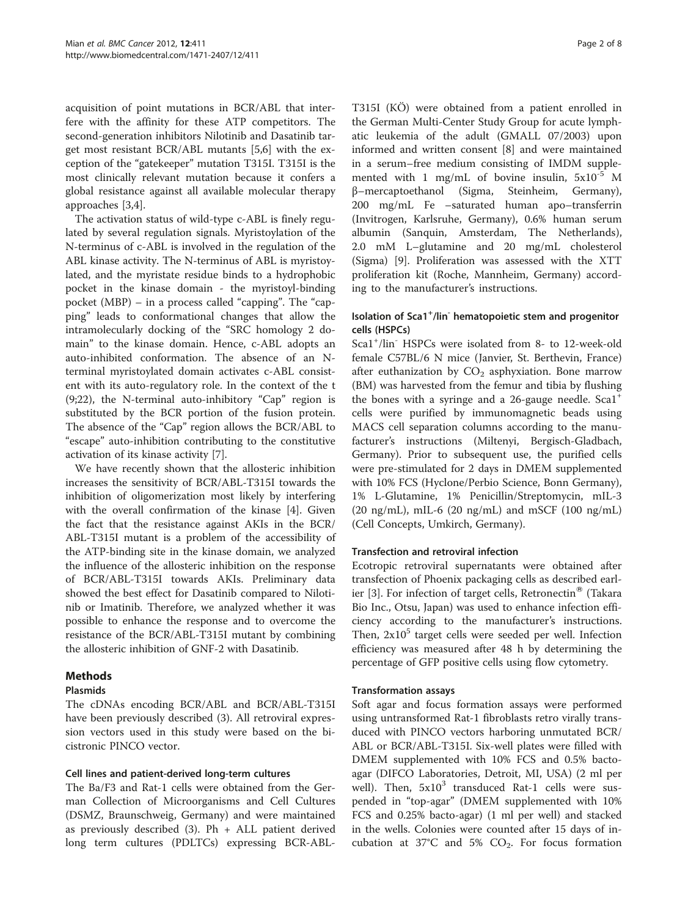acquisition of point mutations in BCR/ABL that interfere with the affinity for these ATP competitors. The second-generation inhibitors Nilotinib and Dasatinib target most resistant BCR/ABL mutants [5,6] with the exception of the "gatekeeper" mutation T315I. T315I is the most clinically relevant mutation because it confers a global resistance against all available molecular therapy approaches [3,4].

The activation status of wild-type c-ABL is finely regulated by several regulation signals. Myristoylation of the N-terminus of c-ABL is involved in the regulation of the ABL kinase activity. The N-terminus of ABL is myristoylated, and the myristate residue binds to a hydrophobic pocket in the kinase domain - the myristoyl-binding pocket (MBP) – in a process called "capping". The "capping" leads to conformational changes that allow the intramolecularly docking of the "SRC homology 2 domain" to the kinase domain. Hence, c-ABL adopts an auto-inhibited conformation. The absence of an N-terminal myristoylated domain activates c-ABL consistent with its auto-regulatory role. In the context of the t (9;22), the N-terminal auto-inhibitory "Cap" region is substituted by the BCR portion of the fusion protein. The absence of the "Cap" region allows the BCR/ABL to "escape" auto-inhibition contributing to the constitutive activation of its kinase activity [7].

We have recently shown that the allosteric inhibition increases the sensitivity of BCR/ABL-T315I towards the inhibition of oligomerization most likely by interfering with the overall confirmation of the kinase [4]. Given the fact that the resistance against AKIs in the BCR/ABL-T315I mutant is a problem of the accessibility of the ATP-binding site in the kinase domain, we analyzed the influence of the allosteric inhibition on the response of BCR/ABL-T315I towards AKIs. Preliminary data showed the best effect for Dasatinib compared to Nilotinib or Imatinib. Therefore, we analyzed whether it was possible to enhance the response and to overcome the resistance of the BCR/ABL-T315I mutant by combining the allosteric inhibition of GNF-2 with Dasatinib.

## Methods

### Plasmids

The cDNAs encoding BCR/ABL and BCR/ABL-T315I have been previously described (3). All retroviral expression vectors used in this study were based on the bicistronic PINCO vector.

### Cell lines and patient-derived long-term cultures

The Ba/F3 and Rat-1 cells were obtained from the German Collection of Microorganisms and Cell Cultures (DSMZ, Braunschweig, Germany) and were maintained as previously described (3). Ph + ALL patient derived long term cultures (PDLTCs) expressing BCR-ABL-T315I (KÖ) were obtained from a patient enrolled in the German Multi-Center Study Group for acute lymphatic leukemia of the adult (GMALL 07/2003) upon informed and written consent [8] and were maintained in a serum–free medium consisting of IMDM supplemented with 1 mg/mL of bovine insulin, $5x10^{-5}$ M β–mercaptoethanol (Sigma, Steinheim, Germany), 200 mg/mL Fe –saturated human apo–transferrin (Invitrogen, Karlsruhe, Germany), 0.6% human serum albumin (Sanquin, Amsterdam, The Netherlands), 2.0 mM L–glutamine and 20 mg/mL cholesterol (Sigma) [9]. Proliferation was assessed with the XTT proliferation kit (Roche, Mannheim, Germany) according to the manufacturer's instructions.

### Isolation of $Sca1^+/lin^-$ hematopoietic stem and progenitor cells (HSPCs)

$Sca1^+/lin^-$ HSPCs were isolated from 8- to 12-week-old female C57BL/6 N mice (Janvier, St. Berthevin, France) after euthanization by $CO_2$ asphyxiation. Bone marrow (BM) was harvested from the femur and tibia by flushing the bones with a syringe and a 26-gauge needle. $Sca1^+$ cells were purified by immunomagnetic beads using MACS cell separation columns according to the manufacturer's instructions (Miltenyi, Bergisch-Gladbach, Germany). Prior to subsequent use, the purified cells were pre-stimulated for 2 days in DMEM supplemented with 10% FCS (Hyclone/Perbio Science, Bonn Germany), 1% L-Glutamine, 1% Penicillin/Streptomycin, mIL-3 (20 ng/mL), mIL-6 (20 ng/mL) and mSCF (100 ng/mL) (Cell Concepts, Umkirch, Germany).

### Transfection and retroviral infection

Ecotropic retroviral supernatants were obtained after transfection of Phoenix packaging cells as described earlier [3]. For infection of target cells, Retronectin® (Takara Bio Inc., Otsu, Japan) was used to enhance infection efficiency according to the manufacturer's instructions. Then, $2x10^5$ target cells were seeded per well. Infection efficiency was measured after 48 h by determining the percentage of GFP positive cells using flow cytometry.

### Transformation assays

Soft agar and focus formation assays were performed using untransformed Rat-1 fibroblasts retro virally transduced with PINCO vectors harboring unmutated BCR/ABL or BCR/ABL-T315I. Six-well plates were filled with DMEM supplemented with 10% FCS and 0.5% bacto-agar (DIFCO Laboratories, Detroit, MI, USA) (2 ml per well). Then, $5x10^3$ transduced Rat-1 cells were suspended in "top-agar" (DMEM supplemented with 10% FCS and 0.25% bacto-agar) (1 ml per well) and stacked in the wells. Colonies were counted after 15 days of incubation at 37°C and 5% $CO_2$. For focus formation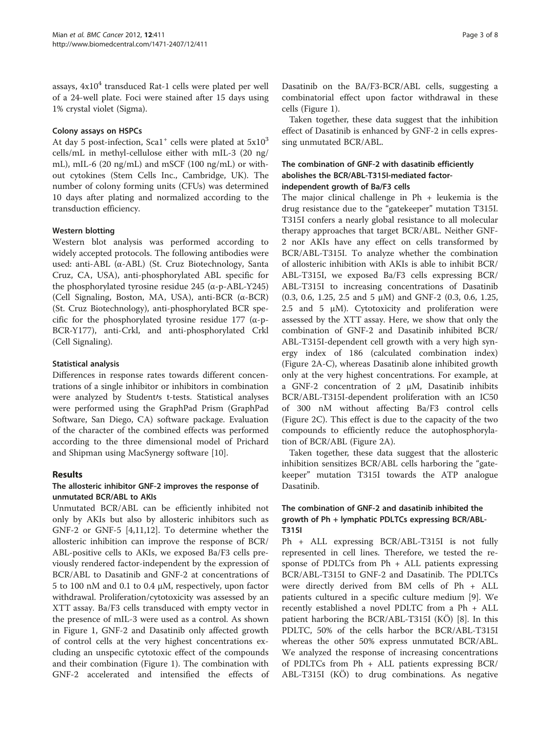assays, $4x10^4$ transduced Rat-1 cells were plated per well of a 24-well plate. Foci were stained after 15 days using 1% crystal violet (Sigma).

### Colony assays on HSPCs

At day 5 post-infection, $Sca1^+$ cells were plated at $5x10^3$ cells/mL in methyl-cellulose either with mIL-3 (20 ng/mL), mIL-6 (20 ng/mL) and mSCF (100 ng/mL) or without cytokines (Stem Cells Inc., Cambridge, UK). The number of colony forming units (CFUs) was determined 10 days after plating and normalized according to the transduction efficiency.

### Western blotting

Western blot analysis was performed according to widely accepted protocols. The following antibodies were used: anti-ABL (α-ABL) (St. Cruz Biotechnology, Santa Cruz, CA, USA), anti-phosphorylated ABL specific for the phosphorylated tyrosine residue 245 (α-p-ABL-Y245) (Cell Signaling, Boston, MA, USA), anti-BCR (α-BCR) (St. Cruz Biotechnology), anti-phosphorylated BCR specific for the phosphorylated tyrosine residue 177 (α-p-BCR-Y177), anti-Crkl, and anti-phosphorylated Crkl (Cell Signaling).

### Statistical analysis

Differences in response rates towards different concentrations of a single inhibitor or inhibitors in combination were analyzed by Student′s t-tests. Statistical analyses were performed using the GraphPad Prism (GraphPad Software, San Diego, CA) software package. Evaluation of the character of the combined effects was performed according to the three dimensional model of Prichard and Shipman using MacSynergy software [10].

## Results

### The allosteric inhibitor GNF-2 improves the response of unmutated BCR/ABL to AKIs

Unmutated BCR/ABL can be efficiently inhibited not only by AKIs but also by allosteric inhibitors such as GNF-2 or GNF-5 [4,11,12]. To determine whether the allosteric inhibition can improve the response of BCR/ABL-positive cells to AKIs, we exposed Ba/F3 cells previously rendered factor-independent by the expression of BCR/ABL to Dasatinib and GNF-2 at concentrations of 5 to 100 nM and 0.1 to 0.4 μM, respectively, upon factor withdrawal. Proliferation/cytotoxicity was assessed by an XTT assay. Ba/F3 cells transduced with empty vector in the presence of mIL-3 were used as a control. As shown in Figure 1, GNF-2 and Dasatinib only affected growth of control cells at the very highest concentrations excluding an unspecific cytotoxic effect of the compounds and their combination (Figure 1). The combination with GNF-2 accelerated and intensified the effects of Dasatinib on the BA/F3-BCR/ABL cells, suggesting a combinatorial effect upon factor withdrawal in these cells (Figure 1).

Taken together, these data suggest that the inhibition effect of Dasatinib is enhanced by GNF-2 in cells expressing unmutated BCR/ABL.

### The combination of GNF-2 with dasatinib efficiently abolishes the BCR/ABL-T315I-mediated factor-independent growth of Ba/F3 cells

The major clinical challenge in Ph + leukemia is the drug resistance due to the "gatekeeper" mutation T315I. T315I confers a nearly global resistance to all molecular therapy approaches that target BCR/ABL. Neither GNF-2 nor AKIs have any effect on cells transformed by BCR/ABL-T315I. To analyze whether the combination of allosteric inhibition with AKIs is able to inhibit BCR/ABL-T315I, we exposed Ba/F3 cells expressing BCR/ABL-T315I to increasing concentrations of Dasatinib (0.3, 0.6, 1.25, 2.5 and 5 μM) and GNF-2 (0.3, 0.6, 1.25, 2.5 and 5 μM). Cytotoxicity and proliferation were assessed by the XTT assay. Here, we show that only the combination of GNF-2 and Dasatinib inhibited BCR/ABL-T315I-dependent cell growth with a very high synergy index of 186 (calculated combination index) (Figure 2A-C), whereas Dasatinib alone inhibited growth only at the very highest concentrations. For example, at a GNF-2 concentration of 2 μM, Dasatinib inhibits BCR/ABL-T315I-dependent proliferation with an IC50 of 300 nM without affecting Ba/F3 control cells (Figure 2C). This effect is due to the capacity of the two compounds to efficiently reduce the autophosphorylation of BCR/ABL (Figure 2A).

Taken together, these data suggest that the allosteric inhibition sensitizes BCR/ABL cells harboring the "gatekeeper" mutation T315I towards the ATP analogue Dasatinib.

### The combination of GNF-2 and dasatinib inhibited the growth of Ph + lymphatic PDLTCs expressing BCR/ABL-T315I

Ph + ALL expressing BCR/ABL-T315I is not fully represented in cell lines. Therefore, we tested the response of PDLTCs from Ph + ALL patients expressing BCR/ABL-T315I to GNF-2 and Dasatinib. The PDLTCs were directly derived from BM cells of Ph + ALL patients cultured in a specific culture medium [9]. We recently established a novel PDLTC from a Ph + ALL patient harboring the BCR/ABL-T315I (KÖ) [8]. In this PDLTC, 50% of the cells harbor the BCR/ABL-T315I whereas the other 50% express unmutated BCR/ABL. We analyzed the response of increasing concentrations of PDLTCs from Ph + ALL patients expressing BCR/ABL-T315I (KÖ) to drug combinations. As negative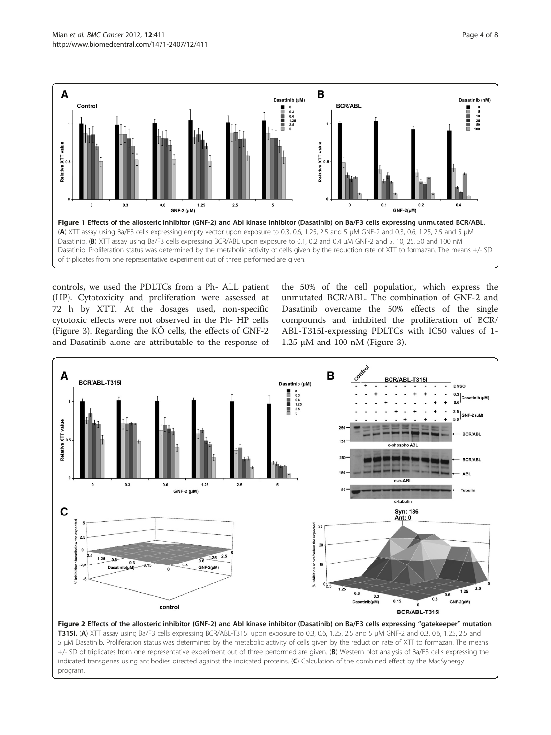**Figure 1 Effects of the allosteric inhibitor (GNF-2) and Abl kinase inhibitor (Dasatinib) on Ba/F3 cells expressing unmutated BCR/ABL.** (**A**) XTT assay using Ba/F3 cells expressing empty vector upon exposure to 0.3, 0.6, 1.25, 2.5 and 5 μM GNF-2 and 0.3, 0.6, 1.25, 2.5 and 5 μM Dasatinib. (**B**) XTT assay using Ba/F3 cells expressing BCR/ABL upon exposure to 0.1, 0.2 and 0.4 μM GNF-2 and 5, 10, 25, 50 and 100 nM Dasatinib. Proliferation status was determined by the metabolic activity of cells given by the reduction rate of XTT to formazan. The means +/- SD of triplicates from one representative experiment out of three performed are given.

controls, we used the PDLTCs from a Ph- ALL patient (HP). Cytotoxicity and proliferation were assessed at 72 h by XTT. At the dosages used, non-specific cytotoxic effects were not observed in the Ph- HP cells (Figure 3). Regarding the KÖ cells, the effects of GNF-2 and Dasatinib alone are attributable to the response of the 50% of the cell population, which express the unmutated BCR/ABL. The combination of GNF-2 and Dasatinib overcame the 50% effects of the single compounds and inhibited the proliferation of BCR/ABL-T315I-expressing PDLTCs with IC50 values of 1-1.25 μM and 100 nM (Figure 3).

**Figure 2 Effects of the allosteric inhibitor (GNF-2) and Abl kinase inhibitor (Dasatinib) on Ba/F3 cells expressing "gatekeeper" mutation T315I.** (**A**) XTT assay using Ba/F3 cells expressing BCR/ABL-T315I upon exposure to 0.3, 0.6, 1.25, 2.5 and 5 μM GNF-2 and 0.3, 0.6, 1.25, 2.5 and 5 μM Dasatinib. Proliferation status was determined by the metabolic activity of cells given by the reduction rate of XTT to formazan. The means +/- SD of triplicates from one representative experiment out of three performed are given. (**B**) Western blot analysis of Ba/F3 cells expressing the indicated transgenes using antibodies directed against the indicated proteins. (**C**) Calculation of the combined effect by the MacSynergy program.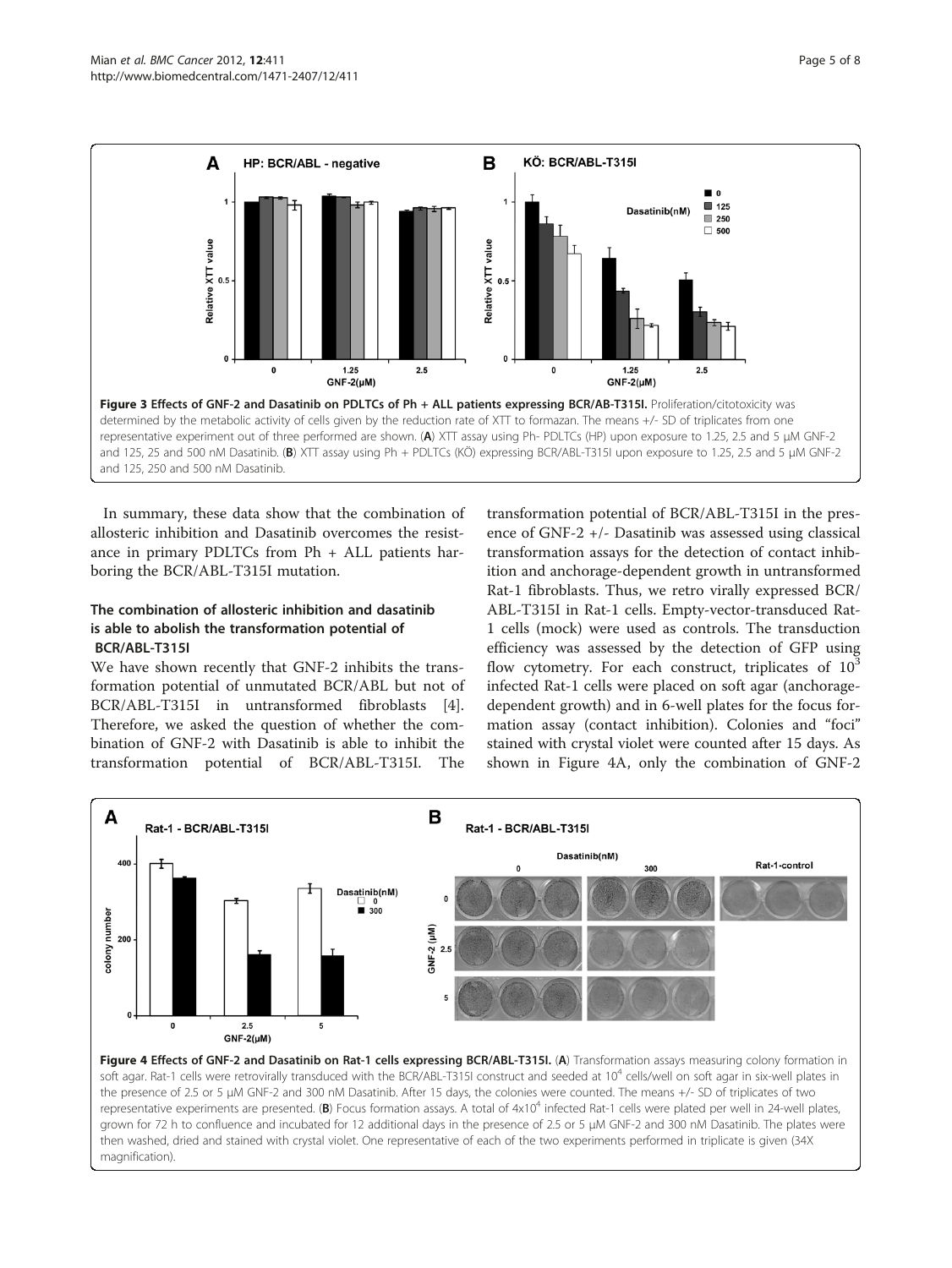**Figure 3 Effects of GNF-2 and Dasatinib on PDLTCs of Ph + ALL patients expressing BCR/AB-T315I.** Proliferation/citotoxicity was determined by the metabolic activity of cells given by the reduction rate of XTT to formazan. The means +/- SD of triplicates from one representative experiment out of three performed are shown. (**A**) XTT assay using Ph- PDLTCs (HP) upon exposure to 1.25, 2.5 and 5 μM GNF-2 and 125, 25 and 500 nM Dasatinib. (**B**) XTT assay using Ph + PDLTCs (KÖ) expressing BCR/ABL-T315I upon exposure to 1.25, 2.5 and 5 μM GNF-2 and 125, 250 and 500 nM Dasatinib.

In summary, these data show that the combination of allosteric inhibition and Dasatinib overcomes the resistance in primary PDLTCs from Ph + ALL patients harboring the BCR/ABL-T315I mutation.

### The combination of allosteric inhibition and dasatinib is able to abolish the transformation potential of BCR/ABL-T315I

We have shown recently that GNF-2 inhibits the transformation potential of unmutated BCR/ABL but not of BCR/ABL-T315I in untransformed fibroblasts [4]. Therefore, we asked the question of whether the combination of GNF-2 with Dasatinib is able to inhibit the transformation potential of BCR/ABL-T315I. The transformation potential of BCR/ABL-T315I in the presence of GNF-2 +/- Dasatinib was assessed using classical transformation assays for the detection of contact inhibition and anchorage-dependent growth in untransformed Rat-1 fibroblasts. Thus, we retro virally expressed BCR/ABL-T315I in Rat-1 cells. Empty-vector-transduced Rat-1 cells (mock) were used as controls. The transduction efficiency was assessed by the detection of GFP using flow cytometry. For each construct, triplicates of $10^3$ infected Rat-1 cells were placed on soft agar (anchorage-dependent growth) and in 6-well plates for the focus formation assay (contact inhibition). Colonies and "foci" stained with crystal violet were counted after 15 days. As shown in Figure 4A, only the combination of GNF-2

**Figure 4 Effects of GNF-2 and Dasatinib on Rat-1 cells expressing BCR/ABL-T315I.** (**A**) Transformation assays measuring colony formation in soft agar. Rat-1 cells were retrovirally transduced with the BCR/ABL-T315I construct and seeded at $10^4$ cells/well on soft agar in six-well plates in the presence of 2.5 or 5 μM GNF-2 and 300 nM Dasatinib. After 15 days, the colonies were counted. The means +/- SD of triplicates of two representative experiments are presented. (**B**) Focus formation assays. A total of $4x10^4$ infected Rat-1 cells were plated per well in 24-well plates, grown for 72 h to confluence and incubated for 12 additional days in the presence of 2.5 or 5 μM GNF-2 and 300 nM Dasatinib. The plates were then washed, dried and stained with crystal violet. One representative of each of the two experiments performed in triplicate is given (34X magnification).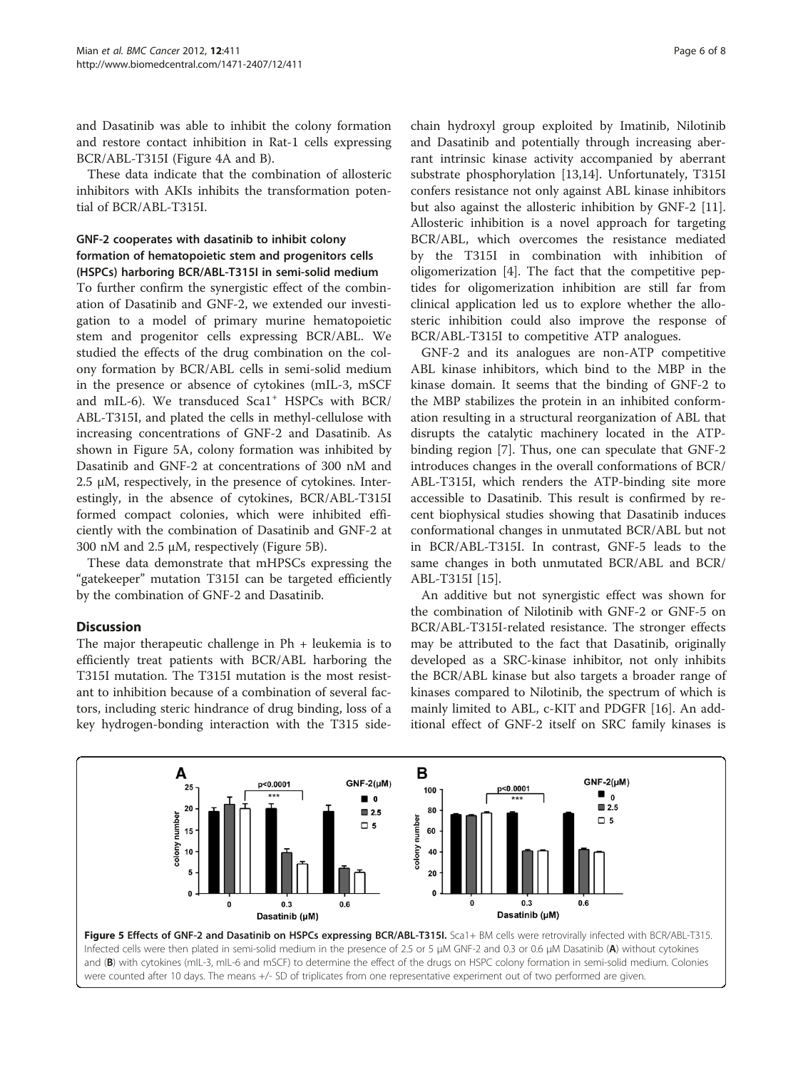and Dasatinib was able to inhibit the colony formation and restore contact inhibition in Rat-1 cells expressing BCR/ABL-T315I (Figure 4A and B).

These data indicate that the combination of allosteric inhibitors with AKIs inhibits the transformation potential of BCR/ABL-T315I.

### GNF-2 cooperates with dasatinib to inhibit colony formation of hematopoietic stem and progenitors cells (HSPCs) harboring BCR/ABL-T315I in semi-solid medium

To further confirm the synergistic effect of the combination of Dasatinib and GNF-2, we extended our investigation to a model of primary murine hematopoietic stem and progenitor cells expressing BCR/ABL. We studied the effects of the drug combination on the colony formation by BCR/ABL cells in semi-solid medium in the presence or absence of cytokines (mIL-3, mSCF and mIL-6). We transduced Sca1$^+$ HSPCs with BCR/ABL-T315I, and plated the cells in methyl-cellulose with increasing concentrations of GNF-2 and Dasatinib. As shown in Figure 5A, colony formation was inhibited by Dasatinib and GNF-2 at concentrations of 300 nM and 2.5 μM, respectively, in the presence of cytokines. Interestingly, in the absence of cytokines, BCR/ABL-T315I formed compact colonies, which were inhibited efficiently with the combination of Dasatinib and GNF-2 at 300 nM and 2.5 μM, respectively (Figure 5B).

These data demonstrate that mHPSCs expressing the "gatekeeper" mutation T315I can be targeted efficiently by the combination of GNF-2 and Dasatinib.

## Discussion

The major therapeutic challenge in Ph + leukemia is to efficiently treat patients with BCR/ABL harboring the T315I mutation. The T315I mutation is the most resistant to inhibition because of a combination of several factors, including steric hindrance of drug binding, loss of a key hydrogen-bonding interaction with the T315 side-chain hydroxyl group exploited by Imatinib, Nilotinib and Dasatinib and potentially through increasing aberrant intrinsic kinase activity accompanied by aberrant substrate phosphorylation [13,14]. Unfortunately, T315I confers resistance not only against ABL kinase inhibitors but also against the allosteric inhibition by GNF-2 [11]. Allosteric inhibition is a novel approach for targeting BCR/ABL, which overcomes the resistance mediated by the T315I in combination with inhibition of oligomerization [4]. The fact that the competitive peptides for oligomerization inhibition are still far from clinical application led us to explore whether the allosteric inhibition could also improve the response of BCR/ABL-T315I to competitive ATP analogues.

GNF-2 and its analogues are non-ATP competitive ABL kinase inhibitors, which bind to the MBP in the kinase domain. It seems that the binding of GNF-2 to the MBP stabilizes the protein in an inhibited conformation resulting in a structural reorganization of ABL that disrupts the catalytic machinery located in the ATP-binding region [7]. Thus, one can speculate that GNF-2 introduces changes in the overall conformations of BCR/ABL-T315I, which renders the ATP-binding site more accessible to Dasatinib. This result is confirmed by recent biophysical studies showing that Dasatinib induces conformational changes in unmutated BCR/ABL but not in BCR/ABL-T315I. In contrast, GNF-5 leads to the same changes in both unmutated BCR/ABL and BCR/ABL-T315I [15].

An additive but not synergistic effect was shown for the combination of Nilotinib with GNF-2 or GNF-5 on BCR/ABL-T315I-related resistance. The stronger effects may be attributed to the fact that Dasatinib, originally developed as a SRC-kinase inhibitor, not only inhibits the BCR/ABL kinase but also targets a broader range of kinases compared to Nilotinib, the spectrum of which is mainly limited to ABL, c-KIT and PDGFR [16]. An additional effect of GNF-2 itself on SRC family kinases is

**Figure 5 Effects of GNF-2 and Dasatinib on HSPCs expressing BCR/ABL-T315I.** Sca1+ BM cells were retrovirally infected with BCR/ABL-T315. Infected cells were then plated in semi-solid medium in the presence of 2.5 or 5 μM GNF-2 and 0.3 or 0.6 μM Dasatinib (**A**) without cytokines and (**B**) with cytokines (mIL-3, mIL-6 and mSCF) to determine the effect of the drugs on HSPC colony formation in semi-solid medium. Colonies were counted after 10 days. The means +/- SD of triplicates from one representative experiment out of two performed are given.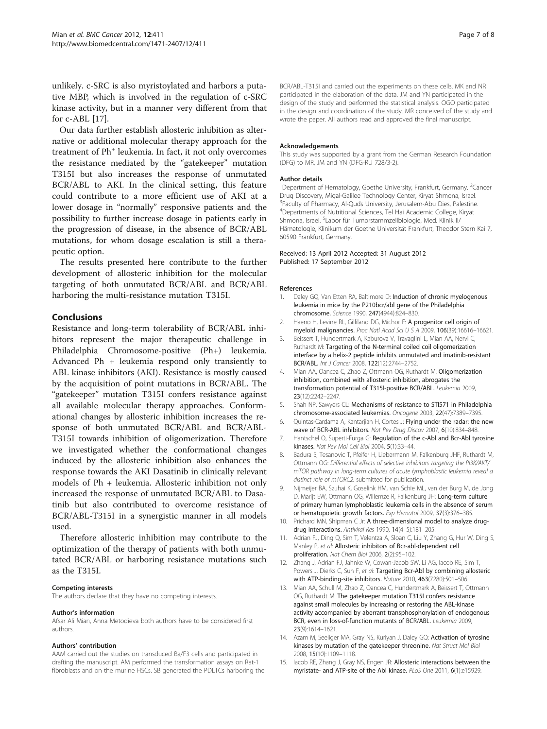unlikely. c-SRC is also myristoylated and harbors a putative MBP, which is involved in the regulation of c-SRC kinase activity, but in a manner very different from that for c-ABL [17].

Our data further establish allosteric inhibition as alternative or additional molecular therapy approach for the treatment of Ph[+] leukemia. In fact, it not only overcomes the resistance mediated by the "gatekeeper" mutation T315I but also increases the response of unmutated BCR/ABL to AKI. In the clinical setting, this feature could contribute to a more efficient use of AKI at a lower dosage in "normally" responsive patients and the possibility to further increase dosage in patients early in the progression of disease, in the absence of BCR/ABL mutations, for whom dosage escalation is still a therapeutic option.

The results presented here contribute to the further development of allosteric inhibition for the molecular targeting of both unmutated BCR/ABL and BCR/ABL harboring the multi-resistance mutation T315I.

## Conclusions

Resistance and long-term tolerability of BCR/ABL inhibitors represent the major therapeutic challenge in Philadelphia Chromosome-positive (Ph+) leukemia. Advanced Ph + leukemia respond only transiently to ABL kinase inhibitors (AKI). Resistance is mostly caused by the acquisition of point mutations in BCR/ABL. The "gatekeeper" mutation T315I confers resistance against all available molecular therapy approaches. Conformational changes by allosteric inhibition increases the response of both unmutated BCR/ABL and BCR/ABL-T315I towards inhibition of oligomerization. Therefore we investigated whether the conformational changes induced by the allosteric inhibition also enhances the response towards the AKI Dasatinib in clinically relevant models of Ph + leukemia. Allosteric inhibition not only increased the response of unmutated BCR/ABL to Dasatinib but also contributed to overcome resistance of BCR/ABL-T315I in a synergistic manner in all models used.

Therefore allosteric inhibition may contribute to the optimization of the therapy of patients with both unmutated BCR/ABL or harboring resistance mutations such as the T315I.

### Competing interests

The authors declare that they have no competing interests.

### Author's information

Afsar Ali Mian, Anna Metodieva both authors have to be considered first authors.

### Authors' contribution

AAM carried out the studies on transduced Ba/F3 cells and participated in drafting the manuscript. AM performed the transformation assays on Rat-1 fibroblasts and on the murine HSCs. SB generated the PDLTCs harboring the BCR/ABL-T315I and carried out the experiments on these cells. MK and NR participated in the elaboration of the data. JM and YN participated in the design of the study and performed the statistical analysis. OGO participated in the design and coordination of the study. MR conceived of the study and wrote the paper. All authors read and approved the final manuscript.

### Acknowledgements

This study was supported by a grant from the German Research Foundation (DFG) to MR, JM and YN (DFG-RU 728/3-2).

### Author details

[1]Department of Hematology, Goethe University, Frankfurt, Germany. [2]Cancer Drug Discovery, Migal-Galilee Technology Center, Kiryat Shmona, Israel. [3]Faculty of Pharmacy, Al-Quds University, Jerusalem-Abu Dies, Palestine. [4]Departments of Nutritional Sciences, Tel Hai Academic College, Kiryat Shmona, Israel. [5]Labor für Tumorstammzellbiologie, Med. Klinik II/ Hämatologie, Klinikum der Goethe Universität Frankfurt, Theodor Stern Kai 7, 60590 Frankfurt, Germany.

Received: 13 April 2012 Accepted: 31 August 2012
Published: 17 September 2012

### References

1. Daley GQ, Van Etten RA, Baltimore D: **Induction of chronic myelogenous leukemia in mice by the P210bcr/abl gene of the Philadelphia chromosome.** *Science* 1990, **247**(4944):824–830.
2. Haeno H, Levine RL, Gilliland DG, Michor F: **A progenitor cell origin of myeloid malignancies.** *Proc Natl Acad Sci U S A* 2009, **106**(39):16616–16621.
3. Beissert T, Hundertmark A, Kaburova V, Travaglini L, Mian AA, Nervi C, Ruthardt M: **Targeting of the N-terminal coiled coil oligomerization interface by a helix-2 peptide inhibits unmutated and imatinib-resistant BCR/ABL.** *Int J Cancer* 2008, **122**(12):2744–2752.
4. Mian AA, Oancea C, Zhao Z, Ottmann OG, Ruthardt M: **Oligomerization inhibition, combined with allosteric inhibition, abrogates the transformation potential of T315I-positive BCR/ABL.** *Leukemia* 2009, **23**(12):2242–2247.
5. Shah NP, Sawyers CL: **Mechanisms of resistance to STI571 in Philadelphia chromosome-associated leukemias.** *Oncogene* 2003, **22**(47):7389–7395.
6. Quintas-Cardama A, Kantarjian H, Cortes J: **Flying under the radar: the new wave of BCR-ABL inhibitors.** *Nat Rev Drug Discov* 2007, **6**(10):834–848.
7. Hantschel O, Superti-Furga G: **Regulation of the c-Abl and Bcr-Abl tyrosine kinases.** *Nat Rev Mol Cell Biol* 2004, **5**(1):33–44.
8. Badura S, Tesanovic T, Pfeifer H, Liebermann M, Falkenburg JHF, Ruthardt M, Ottmann OG: *Differential effects of selective inhibitors targeting the PI3K/AKT/mTOR pathway in long-term cultures of acute lymphoblastic leukemia reveal a distinct role of mTORC2.* submitted for publication.
9. Nijmeijer BA, Szuhai K, Goselink HM, van Schie ML, van der Burg M, de Jong D, Marijt EW, Ottmann OG, Willemze R, Falkenburg JH: **Long-term culture of primary human lymphoblastic leukemia cells in the absence of serum or hematopoietic growth factors.** *Exp Hematol* 2009, **37**(3):376–385.
10. Prichard MN, Shipman C Jr: **A three-dimensional model to analyze drug-drug interactions.** *Antiviral Res* 1990, **14**(4–5):181–205.
11. Adrian FJ, Ding Q, Sim T, Velentza A, Sloan C, Liu Y, Zhang G, Hur W, Ding S, Manley P, *et al*: **Allosteric inhibitors of Bcr-abl-dependent cell proliferation.** *Nat Chem Biol* 2006, **2**(2):95–102.
12. Zhang J, Adrian FJ, Jahnke W, Cowan-Jacob SW, Li AG, Iacob RE, Sim T, Powers J, Dierks C, Sun F, *et al*: **Targeting Bcr-Abl by combining allosteric with ATP-binding-site inhibitors.** *Nature* 2010, **463**(7280):501–506.
13. Mian AA, Schull M, Zhao Z, Oancea C, Hundertmark A, Beissert T, Ottmann OG, Ruthardt M: **The gatekeeper mutation T315I confers resistance against small molecules by increasing or restoring the ABL-kinase activity accompanied by aberrant transphosphorylation of endogenous BCR, even in loss-of-function mutants of BCR/ABL.** *Leukemia* 2009, **23**(9):1614–1621.
14. Azam M, Seeliger MA, Gray NS, Kuriyan J, Daley GQ: **Activation of tyrosine kinases by mutation of the gatekeeper threonine.** *Nat Struct Mol Biol* 2008, **15**(10):1109–1118.
15. Iacob RE, Zhang J, Gray NS, Engen JR: **Allosteric interactions between the myristate- and ATP-site of the Abl kinase.** *PLoS One* 2011, **6**(1):e15929.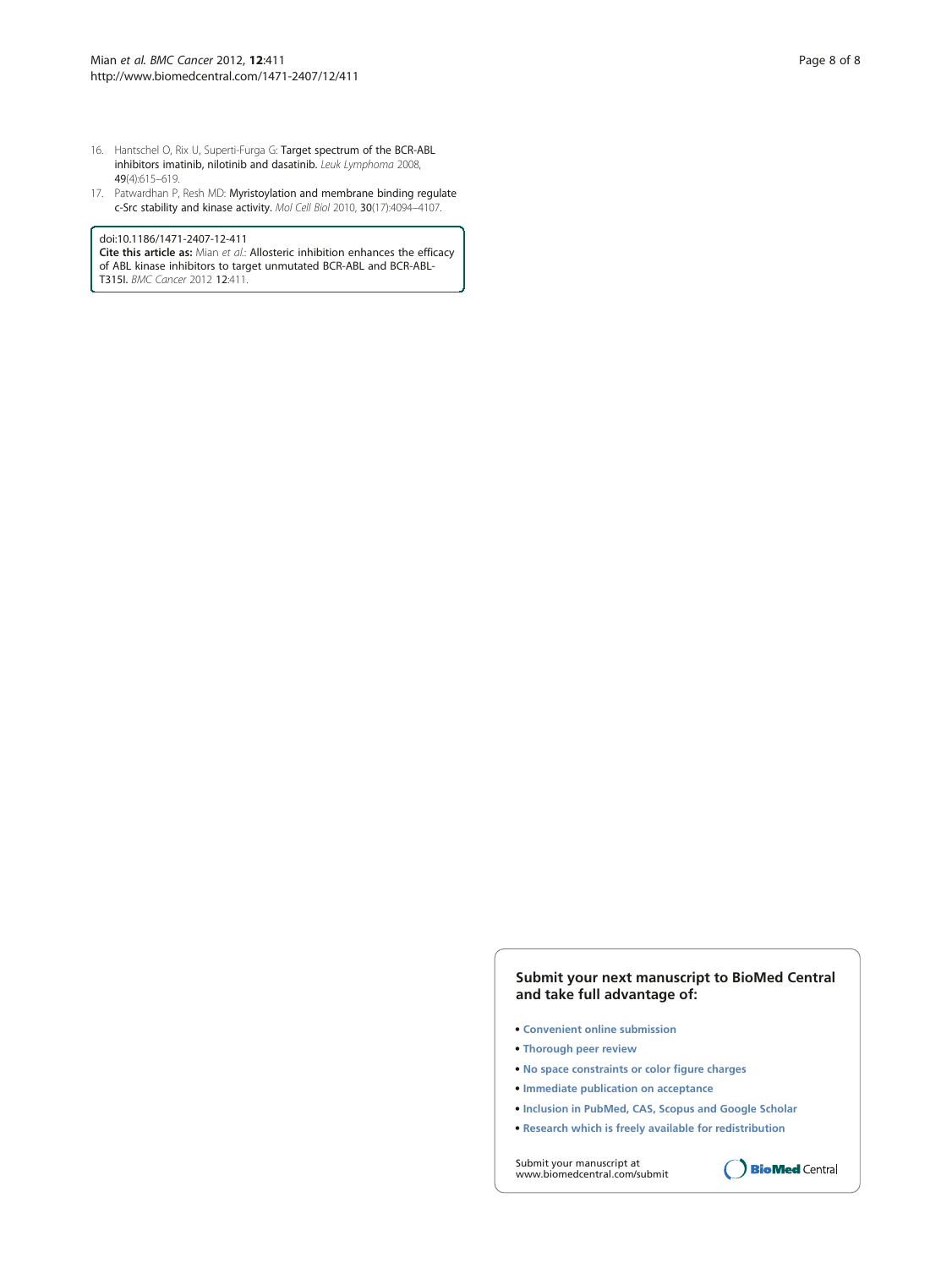16. Hantschel O, Rix U, Superti-Furga G: **Target spectrum of the BCR-ABL inhibitors imatinib, nilotinib and dasatinib.** *Leuk Lymphoma* 2008, **49**(4):615–619.
17. Patwardhan P, Resh MD: **Myristoylation and membrane binding regulate c-Src stability and kinase activity.** *Mol Cell Biol* 2010, **30**(17):4094–4107.

doi:10.1186/1471-2407-12-411
**Cite this article as:** Mian *et al.*: Allosteric inhibition enhances the efficacy of ABL kinase inhibitors to target unmutated BCR-ABL and BCR-ABL-T315I. *BMC Cancer* 2012 **12**:411.

**Submit your next manuscript to BioMed Central and take full advantage of:**

- **Convenient online submission**
- **Thorough peer review**
- **No space constraints or color figure charges**
- **Immediate publication on acceptance**
- **Inclusion in PubMed, CAS, Scopus and Google Scholar**
- **Research which is freely available for redistribution**

Submit your manuscript at
www.biomedcentral.com/submit

BioMed Central